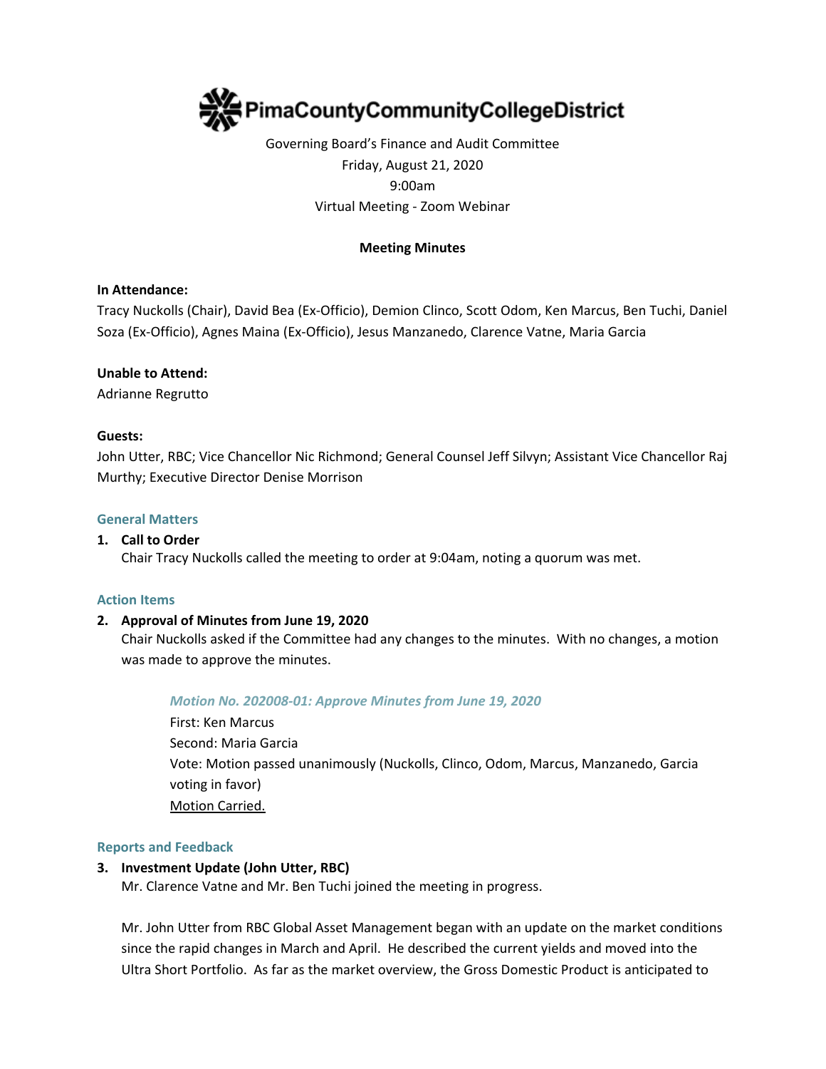# PimaCountyCommunityCollegeDistrict

Governing Board's Finance and Audit Committee
Friday, August 21, 2020
9:00am
Virtual Meeting - Zoom Webinar

**Meeting Minutes**

**In Attendance:**
Tracy Nuckolls (Chair), David Bea (Ex-Officio), Demion Clinco, Scott Odom, Ken Marcus, Ben Tuchi, Daniel Soza (Ex-Officio), Agnes Maina (Ex-Officio), Jesus Manzanedo, Clarence Vatne, Maria Garcia

**Unable to Attend:**
Adrianne Regrutto

**Guests:**
John Utter, RBC; Vice Chancellor Nic Richmond; General Counsel Jeff Silvyn; Assistant Vice Chancellor Raj Murthy; Executive Director Denise Morrison

## General Matters

1. **Call to Order**
   Chair Tracy Nuckolls called the meeting to order at 9:04am, noting a quorum was met.

## Action Items

2. **Approval of Minutes from June 19, 2020**
   Chair Nuckolls asked if the Committee had any changes to the minutes. With no changes, a motion was made to approve the minutes.

   *Motion No. 202008-01: Approve Minutes from June 19, 2020*
   First: Ken Marcus
   Second: Maria Garcia
   Vote: Motion passed unanimously (Nuckolls, Clinco, Odom, Marcus, Manzanedo, Garcia voting in favor)
   Motion Carried.

## Reports and Feedback

3. **Investment Update (John Utter, RBC)**
   Mr. Clarence Vatne and Mr. Ben Tuchi joined the meeting in progress.

   Mr. John Utter from RBC Global Asset Management began with an update on the market conditions since the rapid changes in March and April. He described the current yields and moved into the Ultra Short Portfolio. As far as the market overview, the Gross Domestic Product is anticipated to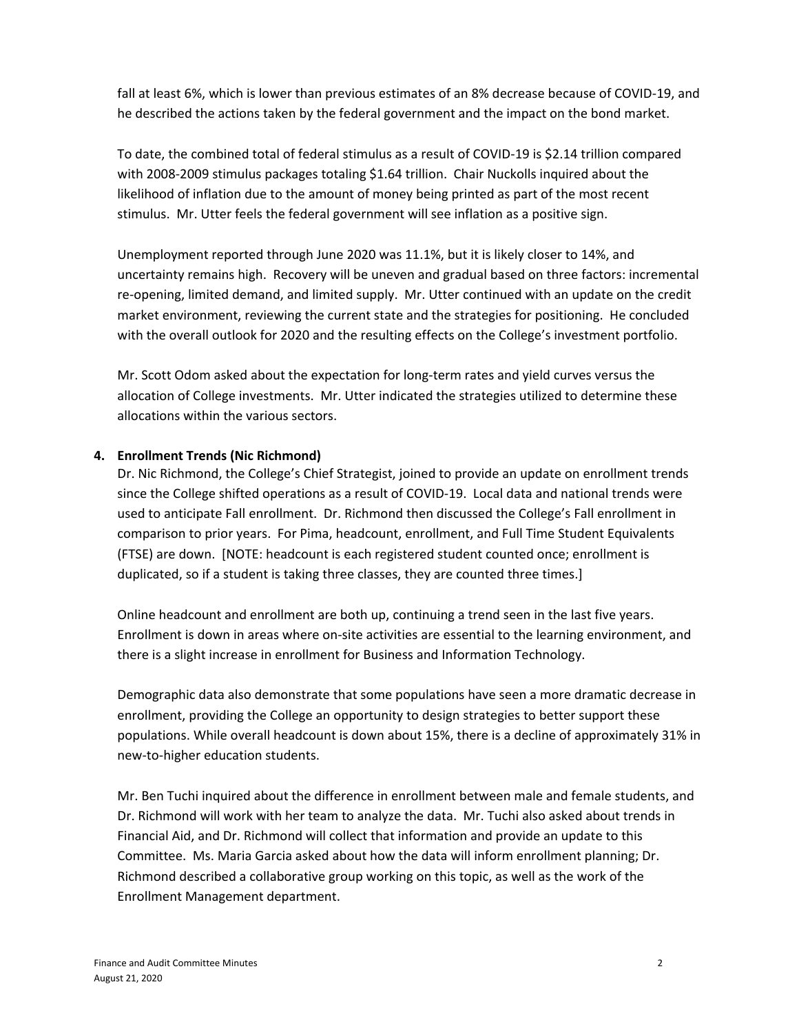fall at least 6%, which is lower than previous estimates of an 8% decrease because of COVID-19, and he described the actions taken by the federal government and the impact on the bond market.

To date, the combined total of federal stimulus as a result of COVID-19 is $2.14 trillion compared with 2008-2009 stimulus packages totaling $1.64 trillion. Chair Nuckolls inquired about the likelihood of inflation due to the amount of money being printed as part of the most recent stimulus. Mr. Utter feels the federal government will see inflation as a positive sign.

Unemployment reported through June 2020 was 11.1%, but it is likely closer to 14%, and uncertainty remains high. Recovery will be uneven and gradual based on three factors: incremental re-opening, limited demand, and limited supply. Mr. Utter continued with an update on the credit market environment, reviewing the current state and the strategies for positioning. He concluded with the overall outlook for 2020 and the resulting effects on the College's investment portfolio.

Mr. Scott Odom asked about the expectation for long-term rates and yield curves versus the allocation of College investments. Mr. Utter indicated the strategies utilized to determine these allocations within the various sectors.

**4. Enrollment Trends (Nic Richmond)**

Dr. Nic Richmond, the College's Chief Strategist, joined to provide an update on enrollment trends since the College shifted operations as a result of COVID-19. Local data and national trends were used to anticipate Fall enrollment. Dr. Richmond then discussed the College's Fall enrollment in comparison to prior years. For Pima, headcount, enrollment, and Full Time Student Equivalents (FTSE) are down. [NOTE: headcount is each registered student counted once; enrollment is duplicated, so if a student is taking three classes, they are counted three times.]

Online headcount and enrollment are both up, continuing a trend seen in the last five years. Enrollment is down in areas where on-site activities are essential to the learning environment, and there is a slight increase in enrollment for Business and Information Technology.

Demographic data also demonstrate that some populations have seen a more dramatic decrease in enrollment, providing the College an opportunity to design strategies to better support these populations. While overall headcount is down about 15%, there is a decline of approximately 31% in new-to-higher education students.

Mr. Ben Tuchi inquired about the difference in enrollment between male and female students, and Dr. Richmond will work with her team to analyze the data. Mr. Tuchi also asked about trends in Financial Aid, and Dr. Richmond will collect that information and provide an update to this Committee. Ms. Maria Garcia asked about how the data will inform enrollment planning; Dr. Richmond described a collaborative group working on this topic, as well as the work of the Enrollment Management department.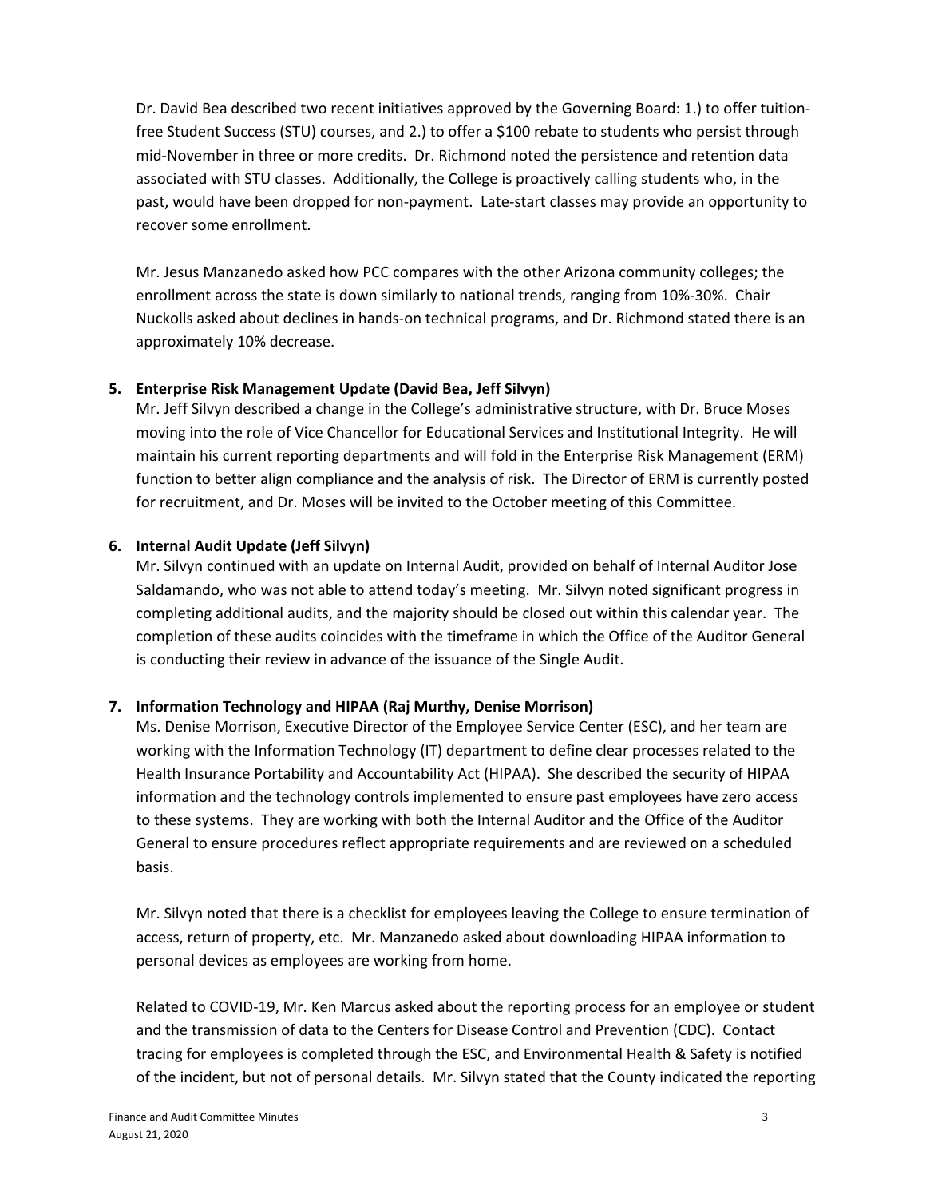Dr. David Bea described two recent initiatives approved by the Governing Board: 1.) to offer tuition-free Student Success (STU) courses, and 2.) to offer a $100 rebate to students who persist through mid-November in three or more credits. Dr. Richmond noted the persistence and retention data associated with STU classes. Additionally, the College is proactively calling students who, in the past, would have been dropped for non-payment. Late-start classes may provide an opportunity to recover some enrollment.

Mr. Jesus Manzanedo asked how PCC compares with the other Arizona community colleges; the enrollment across the state is down similarly to national trends, ranging from 10%-30%. Chair Nuckolls asked about declines in hands-on technical programs, and Dr. Richmond stated there is an approximately 10% decrease.

**5. Enterprise Risk Management Update (David Bea, Jeff Silvyn)**

Mr. Jeff Silvyn described a change in the College's administrative structure, with Dr. Bruce Moses moving into the role of Vice Chancellor for Educational Services and Institutional Integrity. He will maintain his current reporting departments and will fold in the Enterprise Risk Management (ERM) function to better align compliance and the analysis of risk. The Director of ERM is currently posted for recruitment, and Dr. Moses will be invited to the October meeting of this Committee.

**6. Internal Audit Update (Jeff Silvyn)**

Mr. Silvyn continued with an update on Internal Audit, provided on behalf of Internal Auditor Jose Saldamando, who was not able to attend today's meeting. Mr. Silvyn noted significant progress in completing additional audits, and the majority should be closed out within this calendar year. The completion of these audits coincides with the timeframe in which the Office of the Auditor General is conducting their review in advance of the issuance of the Single Audit.

**7. Information Technology and HIPAA (Raj Murthy, Denise Morrison)**

Ms. Denise Morrison, Executive Director of the Employee Service Center (ESC), and her team are working with the Information Technology (IT) department to define clear processes related to the Health Insurance Portability and Accountability Act (HIPAA). She described the security of HIPAA information and the technology controls implemented to ensure past employees have zero access to these systems. They are working with both the Internal Auditor and the Office of the Auditor General to ensure procedures reflect appropriate requirements and are reviewed on a scheduled basis.

Mr. Silvyn noted that there is a checklist for employees leaving the College to ensure termination of access, return of property, etc. Mr. Manzanedo asked about downloading HIPAA information to personal devices as employees are working from home.

Related to COVID-19, Mr. Ken Marcus asked about the reporting process for an employee or student and the transmission of data to the Centers for Disease Control and Prevention (CDC). Contact tracing for employees is completed through the ESC, and Environmental Health & Safety is notified of the incident, but not of personal details. Mr. Silvyn stated that the County indicated the reporting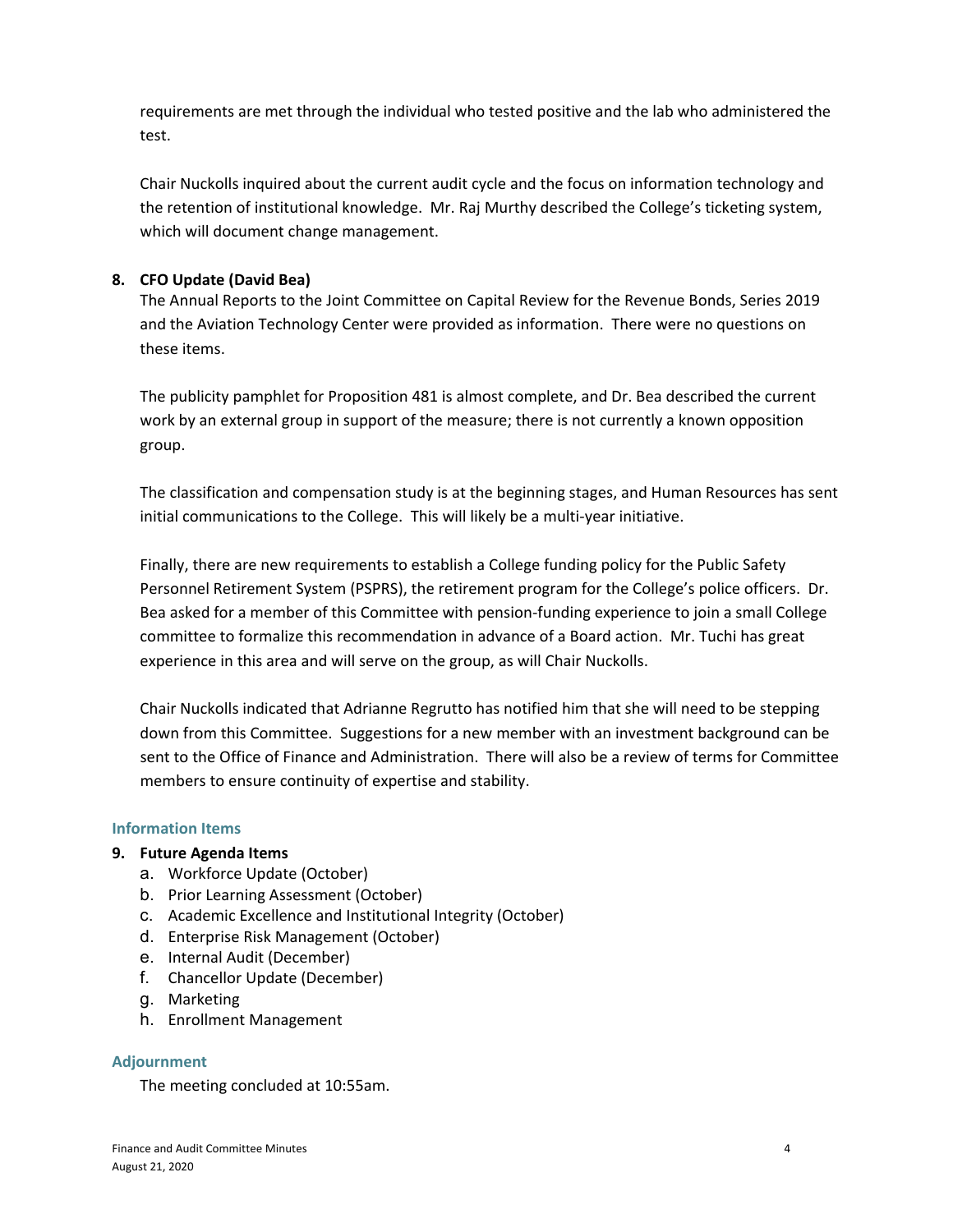requirements are met through the individual who tested positive and the lab who administered the test.

Chair Nuckolls inquired about the current audit cycle and the focus on information technology and the retention of institutional knowledge. Mr. Raj Murthy described the College's ticketing system, which will document change management.

**8. CFO Update (David Bea)**

The Annual Reports to the Joint Committee on Capital Review for the Revenue Bonds, Series 2019 and the Aviation Technology Center were provided as information. There were no questions on these items.

The publicity pamphlet for Proposition 481 is almost complete, and Dr. Bea described the current work by an external group in support of the measure; there is not currently a known opposition group.

The classification and compensation study is at the beginning stages, and Human Resources has sent initial communications to the College. This will likely be a multi-year initiative.

Finally, there are new requirements to establish a College funding policy for the Public Safety Personnel Retirement System (PSPRS), the retirement program for the College's police officers. Dr. Bea asked for a member of this Committee with pension-funding experience to join a small College committee to formalize this recommendation in advance of a Board action. Mr. Tuchi has great experience in this area and will serve on the group, as will Chair Nuckolls.

Chair Nuckolls indicated that Adrianne Regrutto has notified him that she will need to be stepping down from this Committee. Suggestions for a new member with an investment background can be sent to the Office of Finance and Administration. There will also be a review of terms for Committee members to ensure continuity of expertise and stability.

## Information Items

**9. Future Agenda Items**

a. Workforce Update (October)
b. Prior Learning Assessment (October)
c. Academic Excellence and Institutional Integrity (October)
d. Enterprise Risk Management (October)
e. Internal Audit (December)
f. Chancellor Update (December)
g. Marketing
h. Enrollment Management

## Adjournment

The meeting concluded at 10:55am.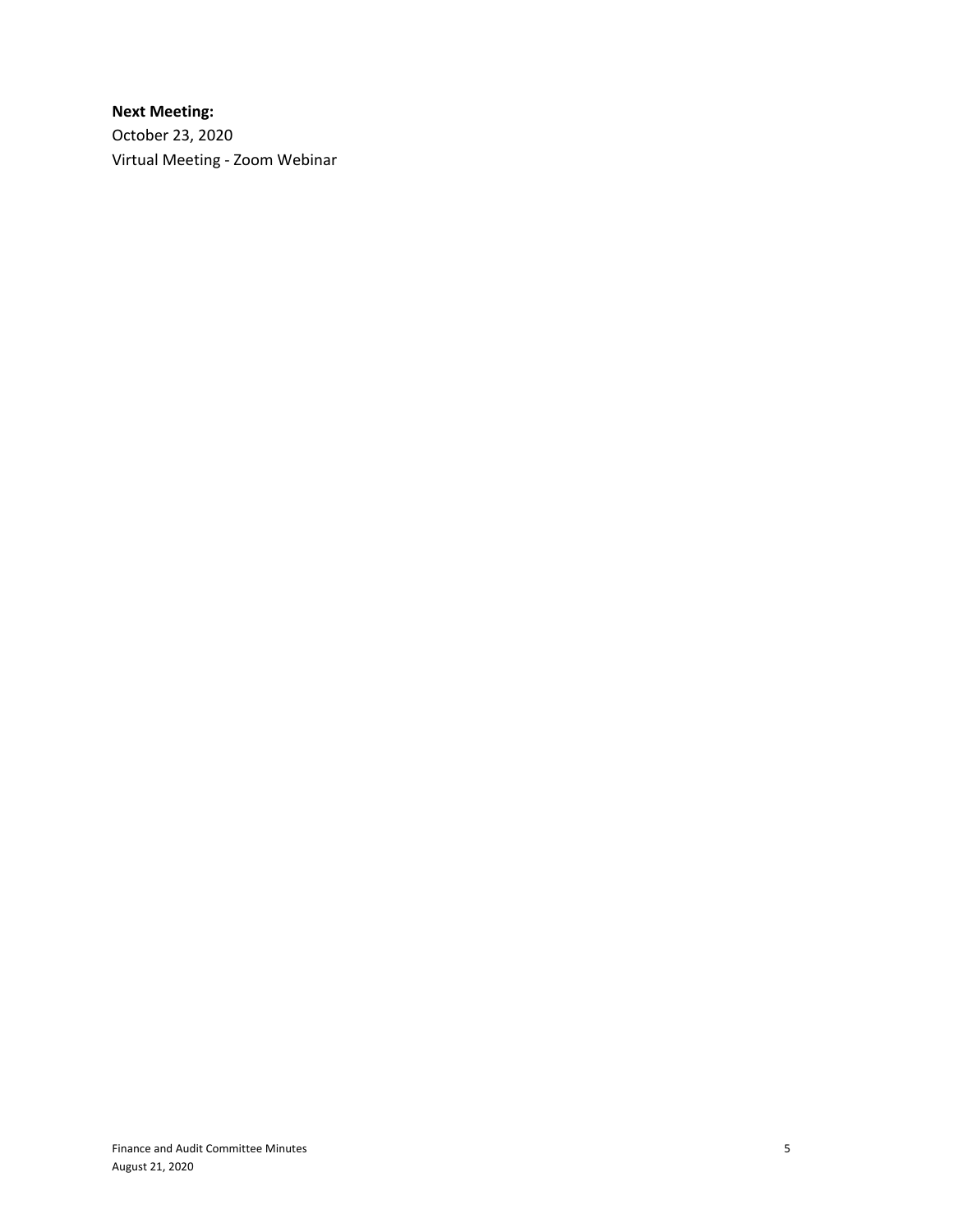**Next Meeting:**
October 23, 2020
Virtual Meeting - Zoom Webinar